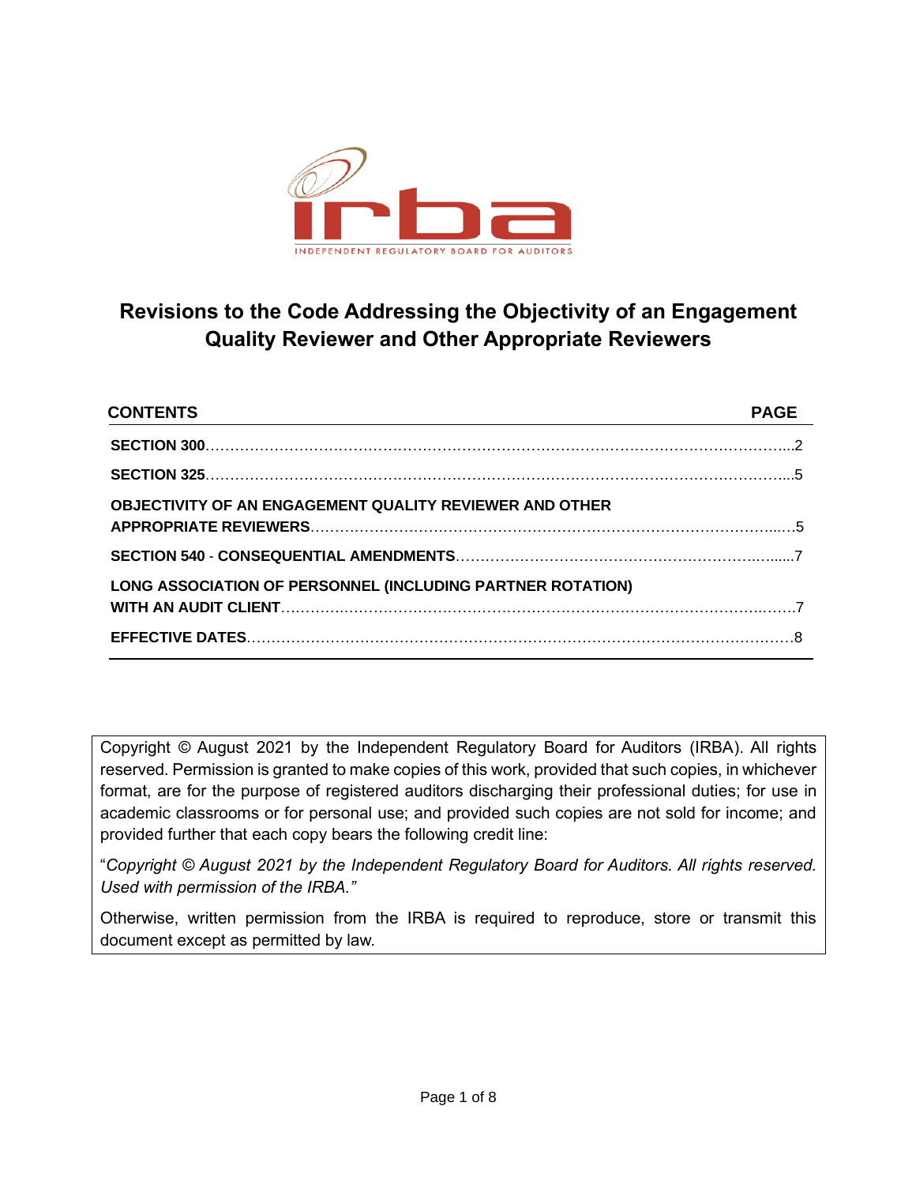# Revisions to the Code Addressing the Objectivity of an Engagement Quality Reviewer and Other Appropriate Reviewers

| CONTENTS | PAGE |
| --- | --- |
| **SECTION 300** | 2 |
| **SECTION 325** | 5 |
| **OBJECTIVITY OF AN ENGAGEMENT QUALITY REVIEWER AND OTHER APPROPRIATE REVIEWERS** | 5 |
| **SECTION 540** - **CONSEQUENTIAL AMENDMENTS** | 7 |
| **LONG ASSOCIATION OF PERSONNEL (INCLUDING PARTNER ROTATION) WITH AN AUDIT CLIENT** | 7 |
| **EFFECTIVE DATES** | 8 |

Copyright © August 2021 by the Independent Regulatory Board for Auditors (IRBA). All rights reserved. Permission is granted to make copies of this work, provided that such copies, in whichever format, are for the purpose of registered auditors discharging their professional duties; for use in academic classrooms or for personal use; and provided such copies are not sold for income; and provided further that each copy bears the following credit line:

"*Copyright © August 2021 by the Independent Regulatory Board for Auditors. All rights reserved. Used with permission of the IRBA."*

Otherwise, written permission from the IRBA is required to reproduce, store or transmit this document except as permitted by law.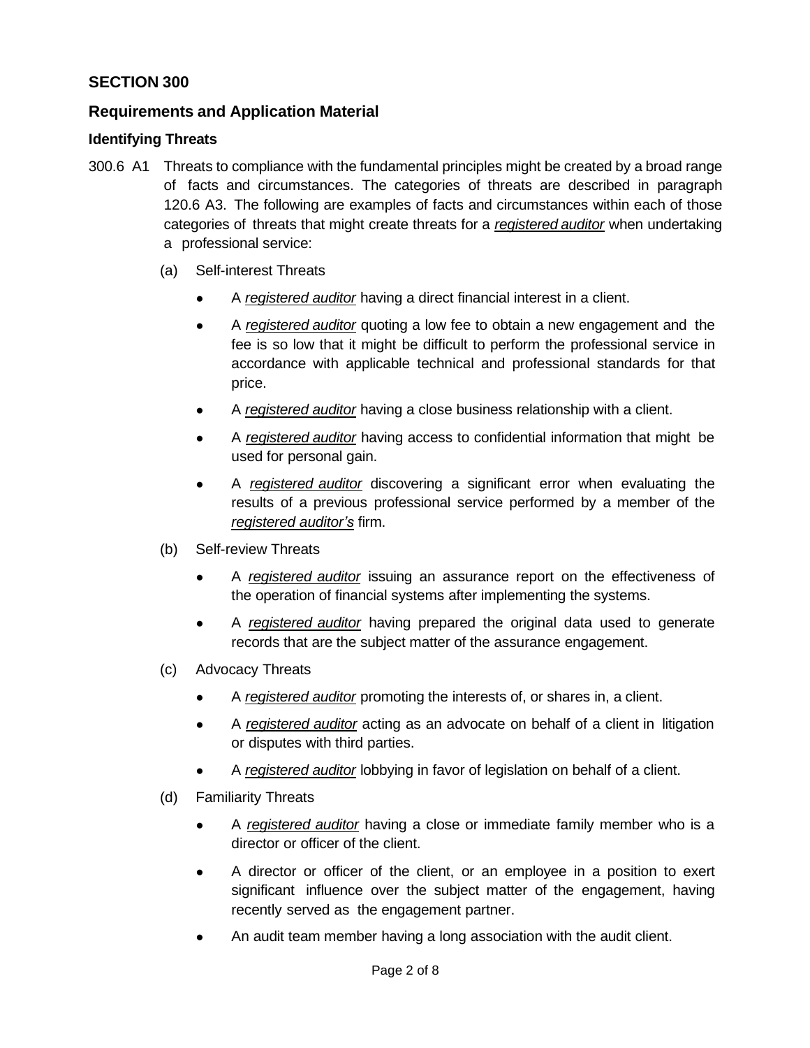## SECTION 300

### Requirements and Application Material

#### Identifying Threats

300.6 A1 Threats to compliance with the fundamental principles might be created by a broad range of facts and circumstances. The categories of threats are described in paragraph 120.6 A3. The following are examples of facts and circumstances within each of those categories of threats that might create threats for a *registered auditor* when undertaking a professional service:

(a) Self-interest Threats

- A *registered auditor* having a direct financial interest in a client.
- A *registered auditor* quoting a low fee to obtain a new engagement and the fee is so low that it might be difficult to perform the professional service in accordance with applicable technical and professional standards for that price.
- A *registered auditor* having a close business relationship with a client.
- A *registered auditor* having access to confidential information that might be used for personal gain.
- A *registered auditor* discovering a significant error when evaluating the results of a previous professional service performed by a member of the *registered auditor's* firm.

(b) Self-review Threats

- A *registered auditor* issuing an assurance report on the effectiveness of the operation of financial systems after implementing the systems.
- A *registered auditor* having prepared the original data used to generate records that are the subject matter of the assurance engagement.

(c) Advocacy Threats

- A *registered auditor* promoting the interests of, or shares in, a client.
- A *registered auditor* acting as an advocate on behalf of a client in litigation or disputes with third parties.
- A *registered auditor* lobbying in favor of legislation on behalf of a client.

(d) Familiarity Threats

- A *registered auditor* having a close or immediate family member who is a director or officer of the client.
- A director or officer of the client, or an employee in a position to exert significant influence over the subject matter of the engagement, having recently served as the engagement partner.
- An audit team member having a long association with the audit client.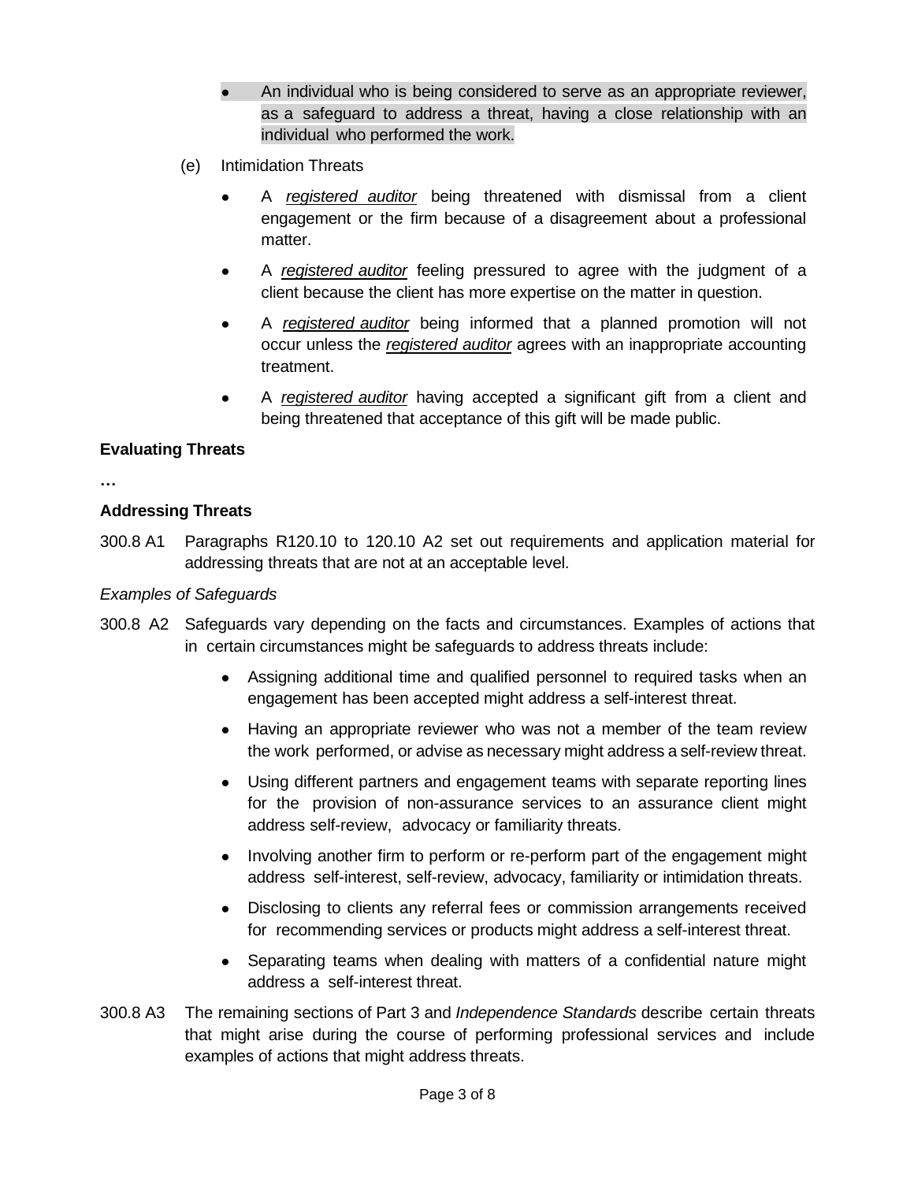- An individual who is being considered to serve as an appropriate reviewer, as a safeguard to address a threat, having a close relationship with an individual who performed the work.

(e) Intimidation Threats

- A *registered auditor* being threatened with dismissal from a client engagement or the firm because of a disagreement about a professional matter.
- A *registered auditor* feeling pressured to agree with the judgment of a client because the client has more expertise on the matter in question.
- A *registered auditor* being informed that a planned promotion will not occur unless the *registered auditor* agrees with an inappropriate accounting treatment.
- A *registered auditor* having accepted a significant gift from a client and being threatened that acceptance of this gift will be made public.

**Evaluating Threats**

**…**

**Addressing Threats**

300.8 A1 Paragraphs R120.10 to 120.10 A2 set out requirements and application material for addressing threats that are not at an acceptable level.

*Examples of Safeguards*

300.8 A2 Safeguards vary depending on the facts and circumstances. Examples of actions that in certain circumstances might be safeguards to address threats include:

- Assigning additional time and qualified personnel to required tasks when an engagement has been accepted might address a self-interest threat.
- Having an appropriate reviewer who was not a member of the team review the work performed, or advise as necessary might address a self-review threat.
- Using different partners and engagement teams with separate reporting lines for the provision of non-assurance services to an assurance client might address self-review, advocacy or familiarity threats.
- Involving another firm to perform or re-perform part of the engagement might address self-interest, self-review, advocacy, familiarity or intimidation threats.
- Disclosing to clients any referral fees or commission arrangements received for recommending services or products might address a self-interest threat.
- Separating teams when dealing with matters of a confidential nature might address a self-interest threat.

300.8 A3 The remaining sections of Part 3 and *Independence Standards* describe certain threats that might arise during the course of performing professional services and include examples of actions that might address threats.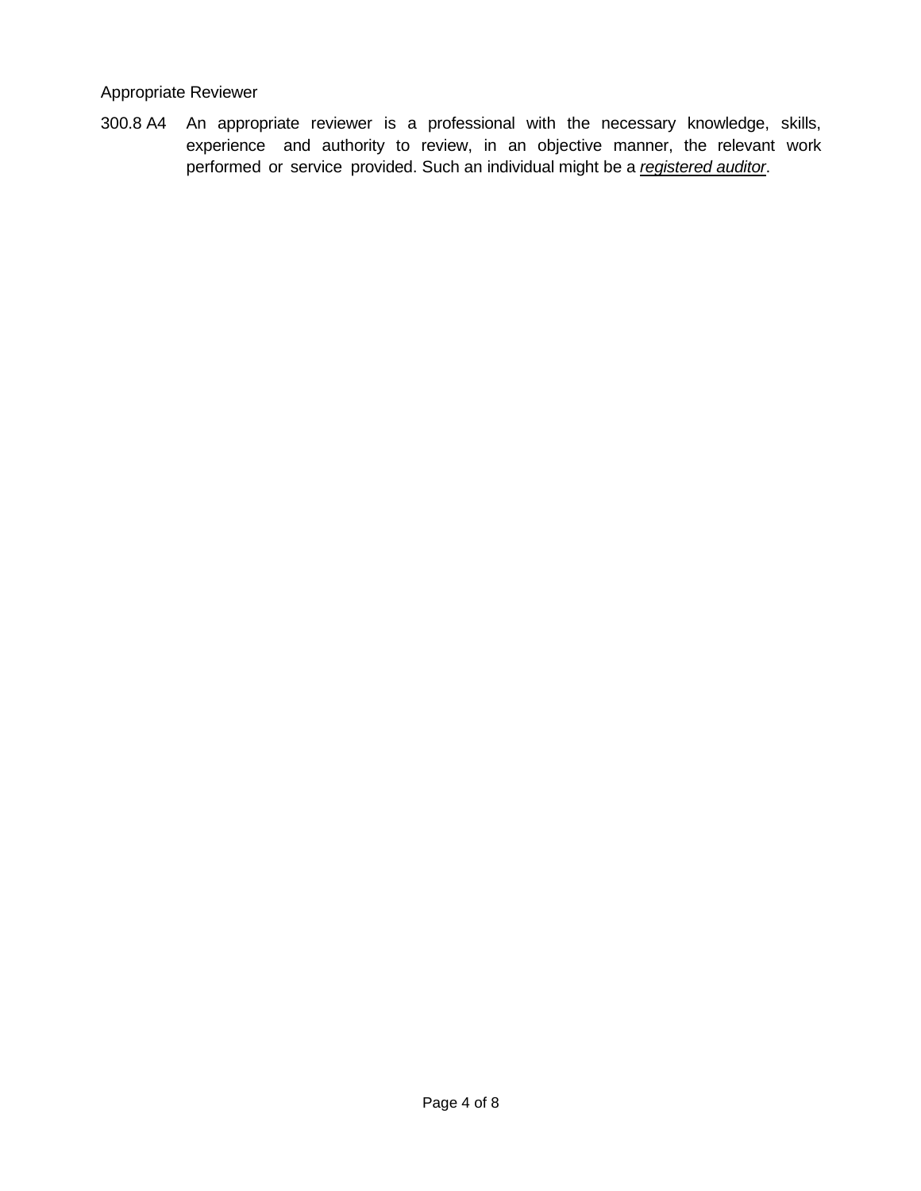Appropriate Reviewer

300.8 A4 An appropriate reviewer is a professional with the necessary knowledge, skills, experience and authority to review, in an objective manner, the relevant work performed or service provided. Such an individual might be a ***registered auditor***.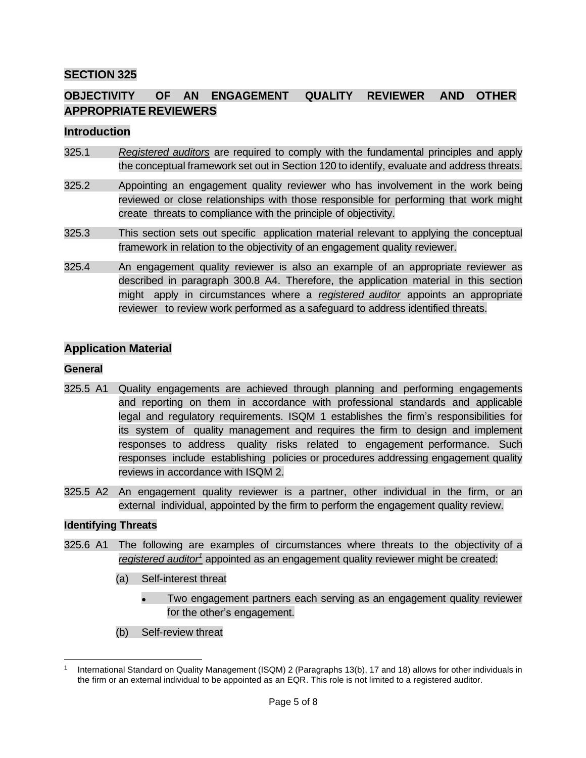## SECTION 325

## OBJECTIVITY OF AN ENGAGEMENT QUALITY REVIEWER AND OTHER APPROPRIATE REVIEWERS

### Introduction

325.1 *Registered auditors* are required to comply with the fundamental principles and apply the conceptual framework set out in Section 120 to identify, evaluate and address threats.

325.2 Appointing an engagement quality reviewer who has involvement in the work being reviewed or close relationships with those responsible for performing that work might create threats to compliance with the principle of objectivity.

325.3 This section sets out specific application material relevant to applying the conceptual framework in relation to the objectivity of an engagement quality reviewer.

325.4 An engagement quality reviewer is also an example of an appropriate reviewer as described in paragraph 300.8 A4. Therefore, the application material in this section might apply in circumstances where a *registered auditor* appoints an appropriate reviewer to review work performed as a safeguard to address identified threats.

### Application Material

#### General

325.5 A1 Quality engagements are achieved through planning and performing engagements and reporting on them in accordance with professional standards and applicable legal and regulatory requirements. ISQM 1 establishes the firm's responsibilities for its system of quality management and requires the firm to design and implement responses to address quality risks related to engagement performance. Such responses include establishing policies or procedures addressing engagement quality reviews in accordance with ISQM 2.

325.5 A2 An engagement quality reviewer is a partner, other individual in the firm, or an external individual, appointed by the firm to perform the engagement quality review.

#### Identifying Threats

325.6 A1 The following are examples of circumstances where threats to the objectivity of a *registered auditor*[1] appointed as an engagement quality reviewer might be created:

(a) Self-interest threat

- Two engagement partners each serving as an engagement quality reviewer for the other's engagement.

(b) Self-review threat

[1] International Standard on Quality Management (ISQM) 2 (Paragraphs 13(b), 17 and 18) allows for other individuals in the firm or an external individual to be appointed as an EQR. This role is not limited to a registered auditor.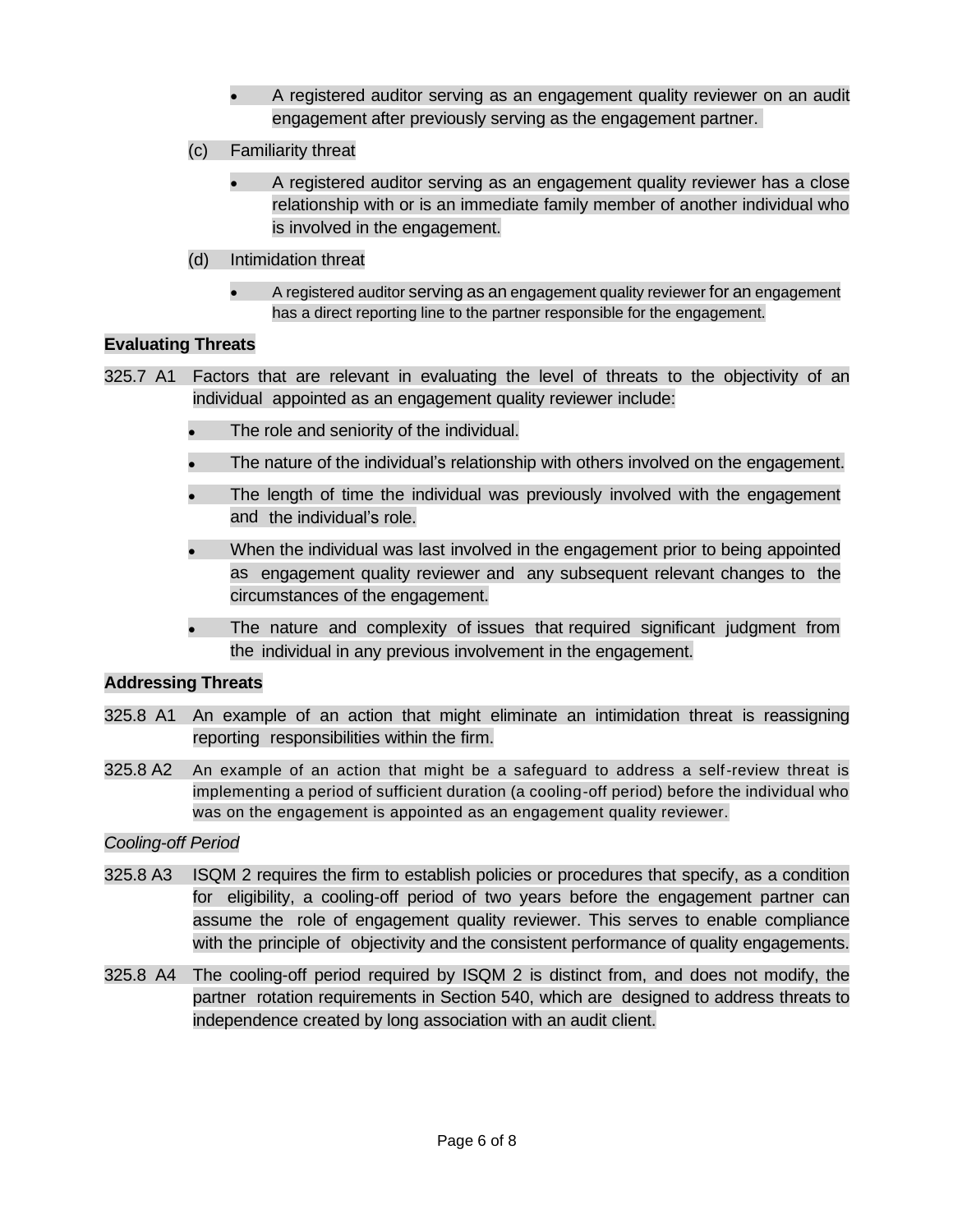- A registered auditor serving as an engagement quality reviewer on an audit engagement after previously serving as the engagement partner.

(c) Familiarity threat

- A registered auditor serving as an engagement quality reviewer has a close relationship with or is an immediate family member of another individual who is involved in the engagement.

(d) Intimidation threat

- A registered auditor serving as an engagement quality reviewer for an engagement has a direct reporting line to the partner responsible for the engagement.

**Evaluating Threats**

325.7 A1 Factors that are relevant in evaluating the level of threats to the objectivity of an individual appointed as an engagement quality reviewer include:

- The role and seniority of the individual.
- The nature of the individual's relationship with others involved on the engagement.
- The length of time the individual was previously involved with the engagement and the individual's role.
- When the individual was last involved in the engagement prior to being appointed as engagement quality reviewer and any subsequent relevant changes to the circumstances of the engagement.
- The nature and complexity of issues that required significant judgment from the individual in any previous involvement in the engagement.

**Addressing Threats**

325.8 A1 An example of an action that might eliminate an intimidation threat is reassigning reporting responsibilities within the firm.

325.8 A2 An example of an action that might be a safeguard to address a self-review threat is implementing a period of sufficient duration (a cooling-off period) before the individual who was on the engagement is appointed as an engagement quality reviewer.

*Cooling-off Period*

325.8 A3 ISQM 2 requires the firm to establish policies or procedures that specify, as a condition for eligibility, a cooling-off period of two years before the engagement partner can assume the role of engagement quality reviewer. This serves to enable compliance with the principle of objectivity and the consistent performance of quality engagements.

325.8 A4 The cooling-off period required by ISQM 2 is distinct from, and does not modify, the partner rotation requirements in Section 540, which are designed to address threats to independence created by long association with an audit client.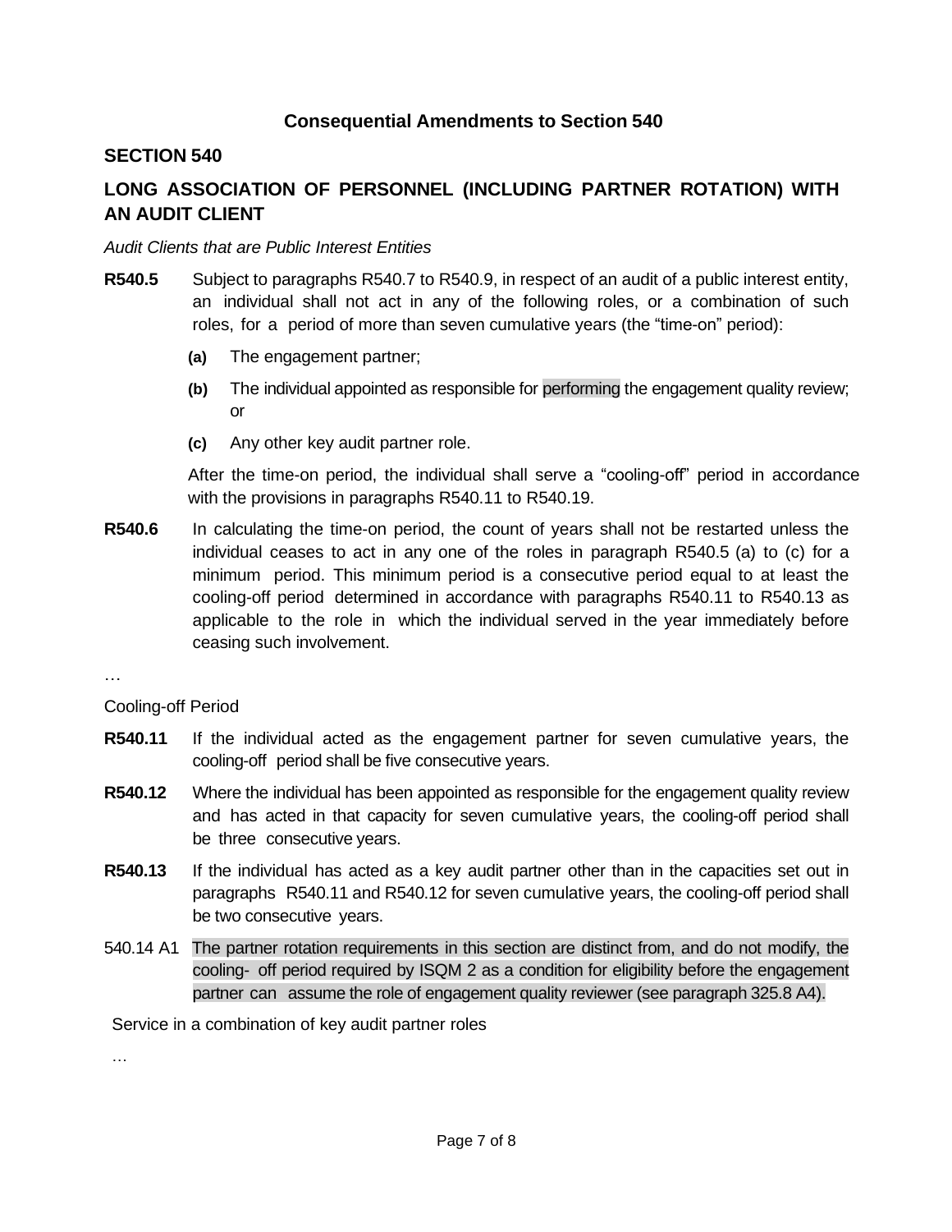## Consequential Amendments to Section 540

## SECTION 540

## LONG ASSOCIATION OF PERSONNEL (INCLUDING PARTNER ROTATION) WITH AN AUDIT CLIENT

*Audit Clients that are Public Interest Entities*

**R540.5** Subject to paragraphs R540.7 to R540.9, in respect of an audit of a public interest entity, an individual shall not act in any of the following roles, or a combination of such roles, for a period of more than seven cumulative years (the "time-on" period):

- **(a)** The engagement partner;
- **(b)** The individual appointed as responsible for performing the engagement quality review; or
- **(c)** Any other key audit partner role.

After the time-on period, the individual shall serve a "cooling-off" period in accordance with the provisions in paragraphs R540.11 to R540.19.

**R540.6** In calculating the time-on period, the count of years shall not be restarted unless the individual ceases to act in any one of the roles in paragraph R540.5 (a) to (c) for a minimum period. This minimum period is a consecutive period equal to at least the cooling-off period determined in accordance with paragraphs R540.11 to R540.13 as applicable to the role in which the individual served in the year immediately before ceasing such involvement.

…

Cooling-off Period

**R540.11** If the individual acted as the engagement partner for seven cumulative years, the cooling-off period shall be five consecutive years.

**R540.12** Where the individual has been appointed as responsible for the engagement quality review and has acted in that capacity for seven cumulative years, the cooling-off period shall be three consecutive years.

**R540.13** If the individual has acted as a key audit partner other than in the capacities set out in paragraphs R540.11 and R540.12 for seven cumulative years, the cooling-off period shall be two consecutive years.

540.14 A1 The partner rotation requirements in this section are distinct from, and do not modify, the cooling- off period required by ISQM 2 as a condition for eligibility before the engagement partner can assume the role of engagement quality reviewer (see paragraph 325.8 A4).

Service in a combination of key audit partner roles

…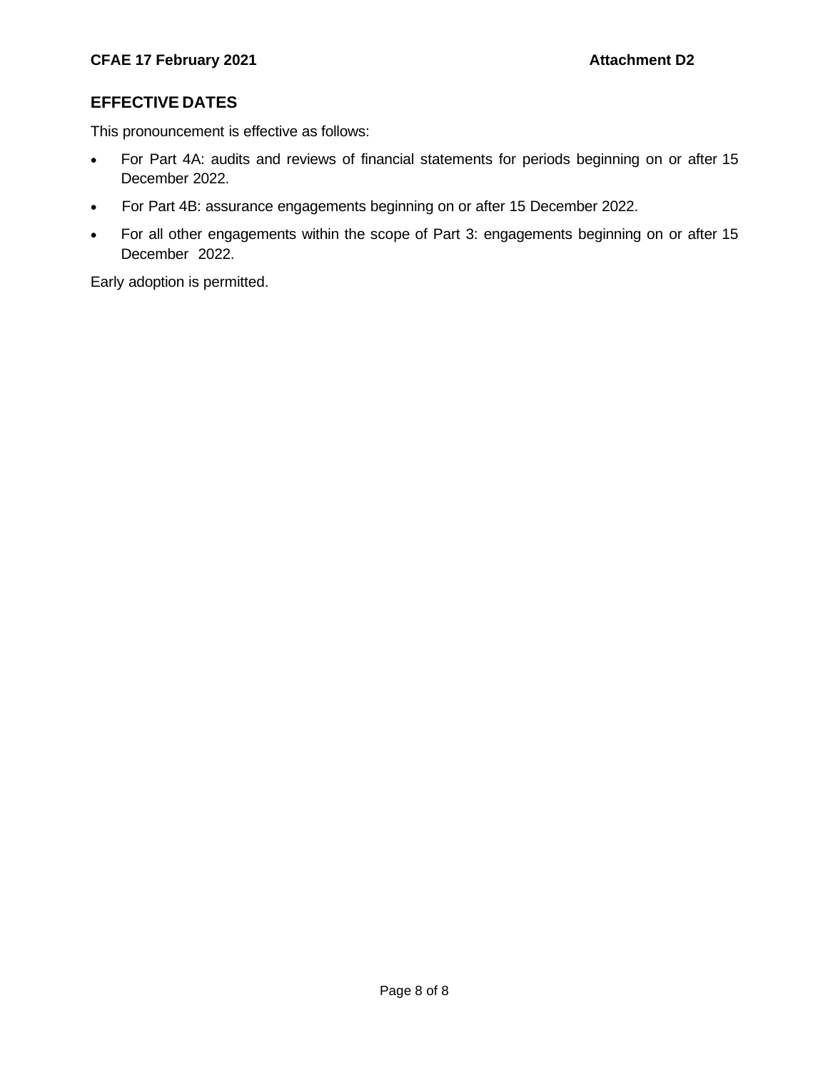## EFFECTIVE DATES

This pronouncement is effective as follows:

- For Part 4A: audits and reviews of financial statements for periods beginning on or after 15 December 2022.
- For Part 4B: assurance engagements beginning on or after 15 December 2022.
- For all other engagements within the scope of Part 3: engagements beginning on or after 15 December 2022.

Early adoption is permitted.